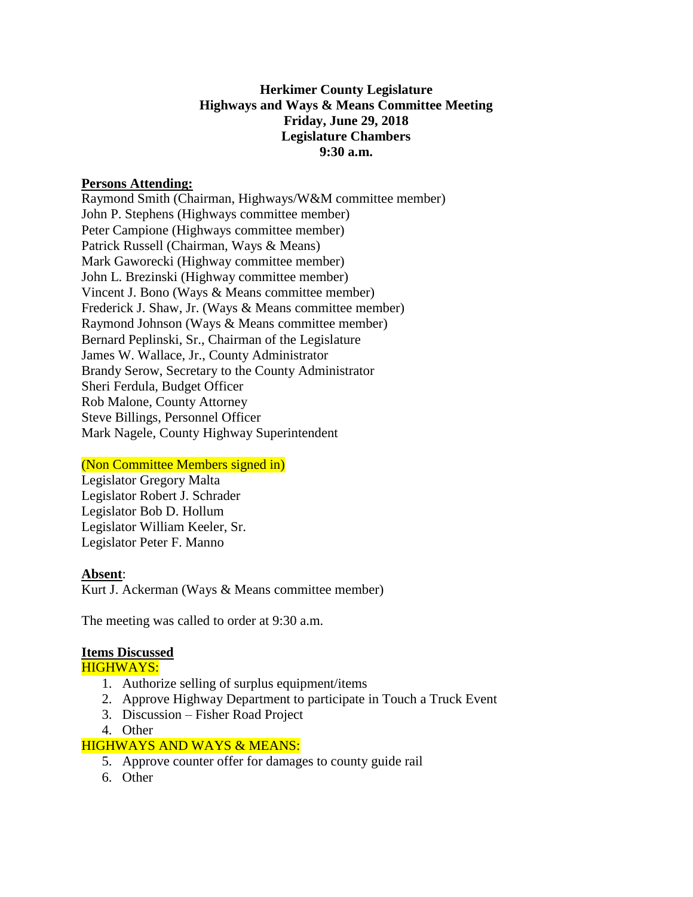**Herkimer County Legislature**
**Highways and Ways & Means Committee Meeting**
**Friday, June 29, 2018**
**Legislature Chambers**
**9:30 a.m.**

**Persons Attending:**

Raymond Smith (Chairman, Highways/W&M committee member)
John P. Stephens (Highways committee member)
Peter Campione (Highways committee member)
Patrick Russell (Chairman, Ways & Means)
Mark Gaworecki (Highway committee member)
John L. Brezinski (Highway committee member)
Vincent J. Bono (Ways & Means committee member)
Frederick J. Shaw, Jr. (Ways & Means committee member)
Raymond Johnson (Ways & Means committee member)
Bernard Peplinski, Sr., Chairman of the Legislature
James W. Wallace, Jr., County Administrator
Brandy Serow, Secretary to the County Administrator
Sheri Ferdula, Budget Officer
Rob Malone, County Attorney
Steve Billings, Personnel Officer
Mark Nagele, County Highway Superintendent

(Non Committee Members signed in)

Legislator Gregory Malta
Legislator Robert J. Schrader
Legislator Bob D. Hollum
Legislator William Keeler, Sr.
Legislator Peter F. Manno

**Absent**:

Kurt J. Ackerman (Ways & Means committee member)

The meeting was called to order at 9:30 a.m.

**Items Discussed**

HIGHWAYS:

1. Authorize selling of surplus equipment/items
2. Approve Highway Department to participate in Touch a Truck Event
3. Discussion – Fisher Road Project
4. Other

HIGHWAYS AND WAYS & MEANS:

5. Approve counter offer for damages to county guide rail
6. Other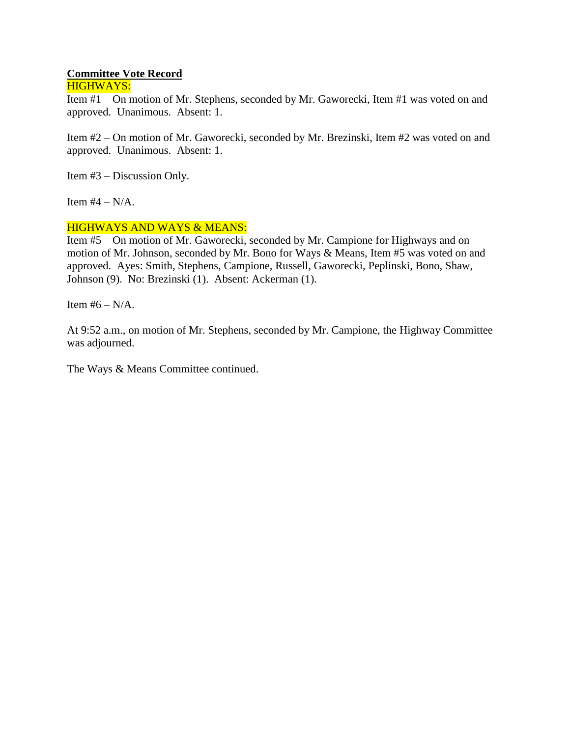**Committee Vote Record**

HIGHWAYS:

Item #1 – On motion of Mr. Stephens, seconded by Mr. Gaworecki, Item #1 was voted on and approved. Unanimous. Absent: 1.

Item #2 – On motion of Mr. Gaworecki, seconded by Mr. Brezinski, Item #2 was voted on and approved. Unanimous. Absent: 1.

Item #3 – Discussion Only.

Item #4 – N/A.

HIGHWAYS AND WAYS & MEANS:

Item #5 – On motion of Mr. Gaworecki, seconded by Mr. Campione for Highways and on motion of Mr. Johnson, seconded by Mr. Bono for Ways & Means, Item #5 was voted on and approved. Ayes: Smith, Stephens, Campione, Russell, Gaworecki, Peplinski, Bono, Shaw, Johnson (9). No: Brezinski (1). Absent: Ackerman (1).

Item #6 – N/A.

At 9:52 a.m., on motion of Mr. Stephens, seconded by Mr. Campione, the Highway Committee was adjourned.

The Ways & Means Committee continued.